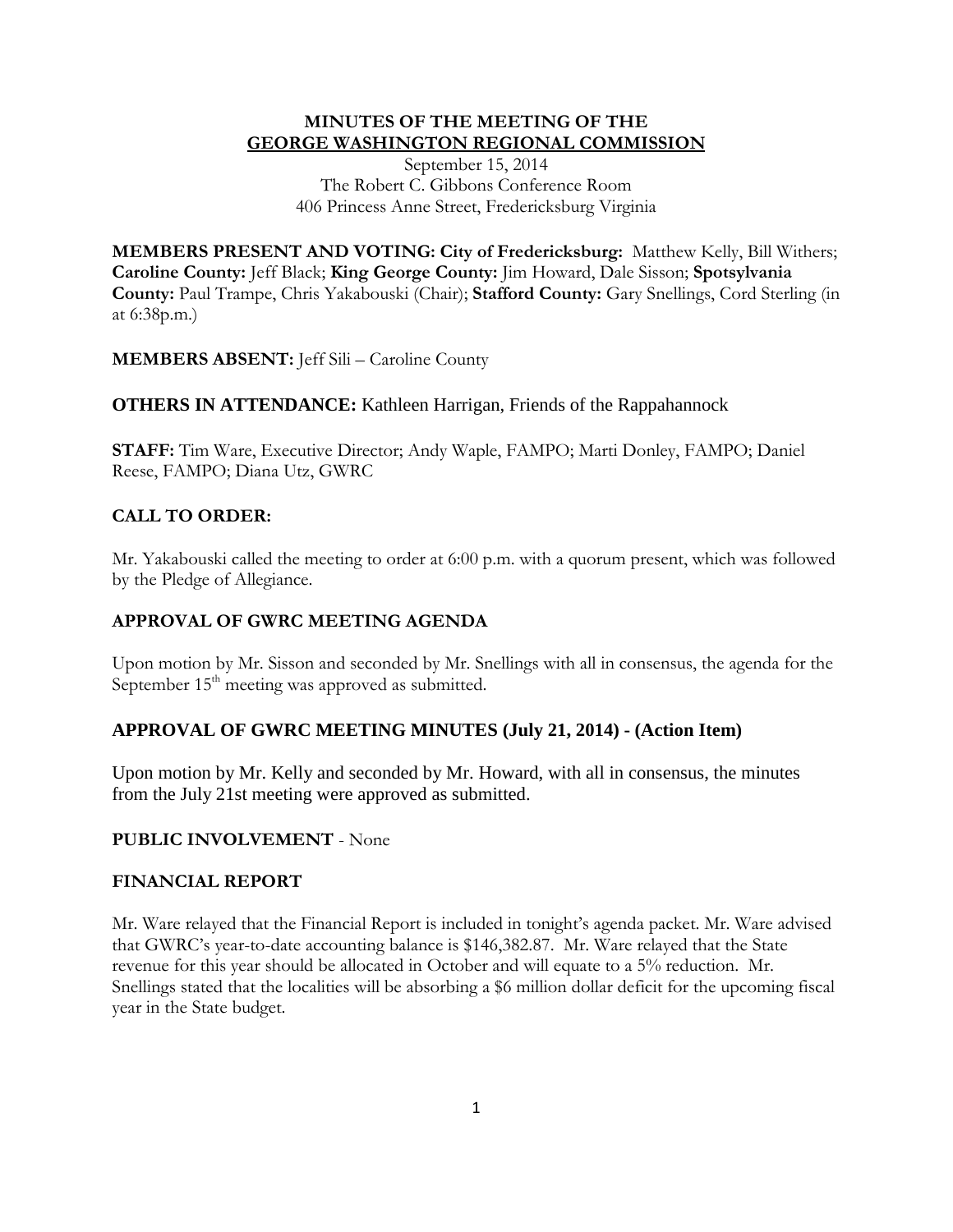**MINUTES OF THE MEETING OF THE**
**GEORGE WASHINGTON REGIONAL COMMISSION**

September 15, 2014
The Robert C. Gibbons Conference Room
406 Princess Anne Street, Fredericksburg Virginia

**MEMBERS PRESENT AND VOTING: City of Fredericksburg:** Matthew Kelly, Bill Withers; **Caroline County:** Jeff Black; **King George County:** Jim Howard, Dale Sisson; **Spotsylvania County:** Paul Trampe, Chris Yakabouski (Chair); **Stafford County:** Gary Snellings, Cord Sterling (in at 6:38p.m.)

**MEMBERS ABSENT:** Jeff Sili – Caroline County

**OTHERS IN ATTENDANCE:** Kathleen Harrigan, Friends of the Rappahannock

**STAFF:** Tim Ware, Executive Director; Andy Waple, FAMPO; Marti Donley, FAMPO; Daniel Reese, FAMPO; Diana Utz, GWRC

## CALL TO ORDER:

Mr. Yakabouski called the meeting to order at 6:00 p.m. with a quorum present, which was followed by the Pledge of Allegiance.

## APPROVAL OF GWRC MEETING AGENDA

Upon motion by Mr. Sisson and seconded by Mr. Snellings with all in consensus, the agenda for the September 15th meeting was approved as submitted.

## APPROVAL OF GWRC MEETING MINUTES (July 21, 2014) - (Action Item)

Upon motion by Mr. Kelly and seconded by Mr. Howard, with all in consensus, the minutes from the July 21st meeting were approved as submitted.

## PUBLIC INVOLVEMENT - None

## FINANCIAL REPORT

Mr. Ware relayed that the Financial Report is included in tonight's agenda packet. Mr. Ware advised that GWRC's year-to-date accounting balance is $146,382.87. Mr. Ware relayed that the State revenue for this year should be allocated in October and will equate to a 5% reduction. Mr. Snellings stated that the localities will be absorbing a $6 million dollar deficit for the upcoming fiscal year in the State budget.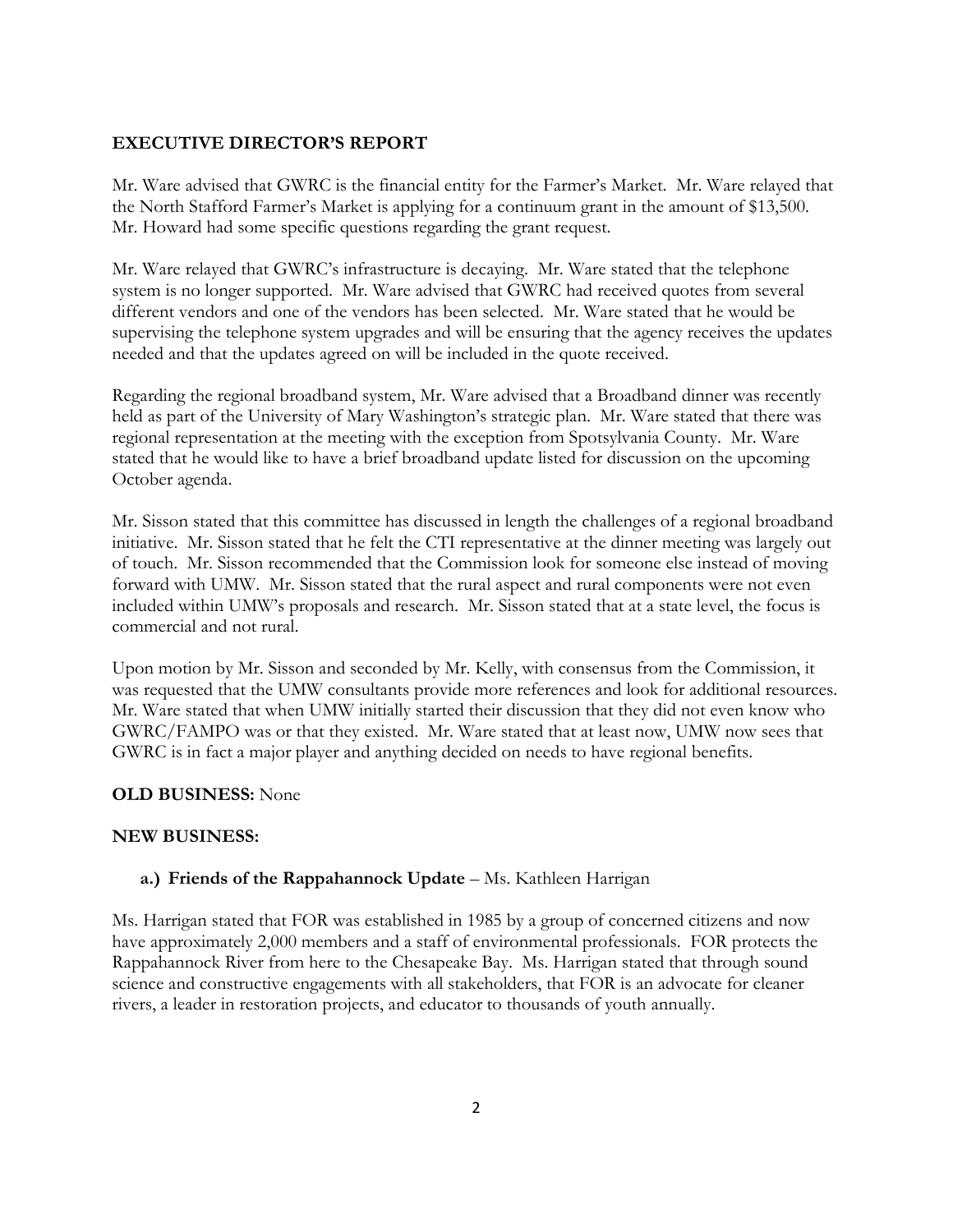**EXECUTIVE DIRECTOR'S REPORT**

Mr. Ware advised that GWRC is the financial entity for the Farmer's Market. Mr. Ware relayed that the North Stafford Farmer's Market is applying for a continuum grant in the amount of $13,500. Mr. Howard had some specific questions regarding the grant request.

Mr. Ware relayed that GWRC's infrastructure is decaying. Mr. Ware stated that the telephone system is no longer supported. Mr. Ware advised that GWRC had received quotes from several different vendors and one of the vendors has been selected. Mr. Ware stated that he would be supervising the telephone system upgrades and will be ensuring that the agency receives the updates needed and that the updates agreed on will be included in the quote received.

Regarding the regional broadband system, Mr. Ware advised that a Broadband dinner was recently held as part of the University of Mary Washington's strategic plan. Mr. Ware stated that there was regional representation at the meeting with the exception from Spotsylvania County. Mr. Ware stated that he would like to have a brief broadband update listed for discussion on the upcoming October agenda.

Mr. Sisson stated that this committee has discussed in length the challenges of a regional broadband initiative. Mr. Sisson stated that he felt the CTI representative at the dinner meeting was largely out of touch. Mr. Sisson recommended that the Commission look for someone else instead of moving forward with UMW. Mr. Sisson stated that the rural aspect and rural components were not even included within UMW's proposals and research. Mr. Sisson stated that at a state level, the focus is commercial and not rural.

Upon motion by Mr. Sisson and seconded by Mr. Kelly, with consensus from the Commission, it was requested that the UMW consultants provide more references and look for additional resources. Mr. Ware stated that when UMW initially started their discussion that they did not even know who GWRC/FAMPO was or that they existed. Mr. Ware stated that at least now, UMW now sees that GWRC is in fact a major player and anything decided on needs to have regional benefits.

**OLD BUSINESS:** None

**NEW BUSINESS:**

**a.) Friends of the Rappahannock Update** – Ms. Kathleen Harrigan

Ms. Harrigan stated that FOR was established in 1985 by a group of concerned citizens and now have approximately 2,000 members and a staff of environmental professionals. FOR protects the Rappahannock River from here to the Chesapeake Bay. Ms. Harrigan stated that through sound science and constructive engagements with all stakeholders, that FOR is an advocate for cleaner rivers, a leader in restoration projects, and educator to thousands of youth annually.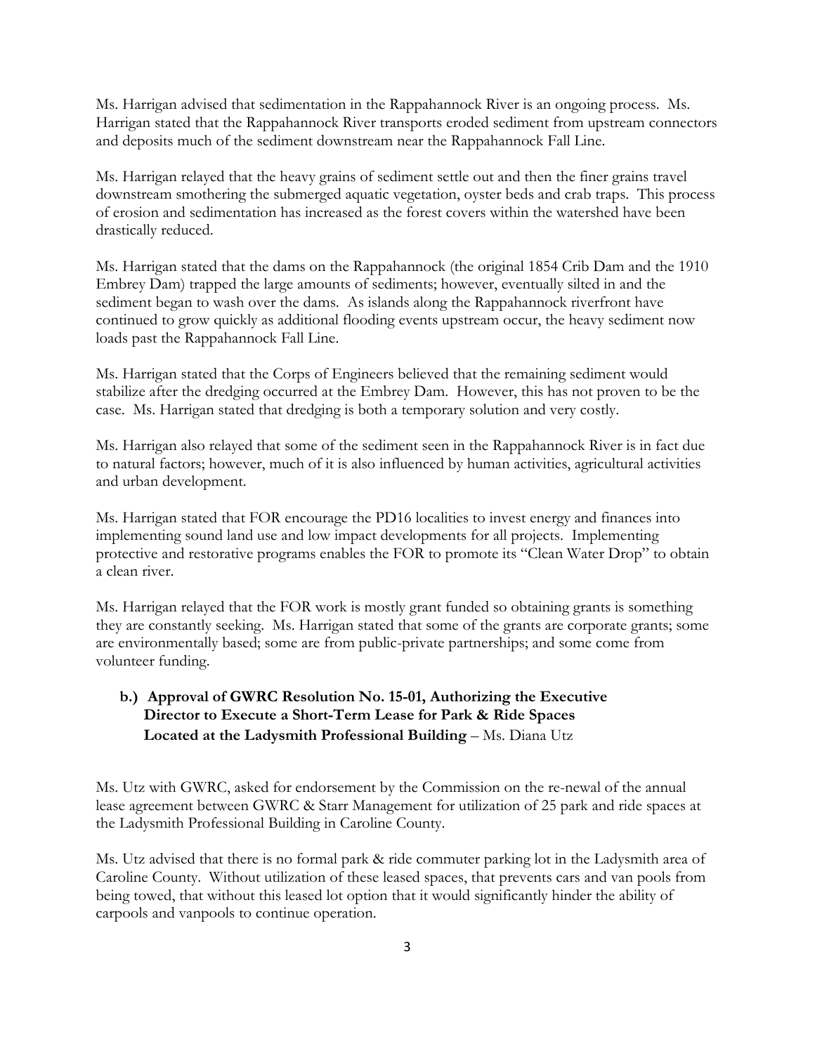Ms. Harrigan advised that sedimentation in the Rappahannock River is an ongoing process. Ms. Harrigan stated that the Rappahannock River transports eroded sediment from upstream connectors and deposits much of the sediment downstream near the Rappahannock Fall Line.

Ms. Harrigan relayed that the heavy grains of sediment settle out and then the finer grains travel downstream smothering the submerged aquatic vegetation, oyster beds and crab traps. This process of erosion and sedimentation has increased as the forest covers within the watershed have been drastically reduced.

Ms. Harrigan stated that the dams on the Rappahannock (the original 1854 Crib Dam and the 1910 Embrey Dam) trapped the large amounts of sediments; however, eventually silted in and the sediment began to wash over the dams. As islands along the Rappahannock riverfront have continued to grow quickly as additional flooding events upstream occur, the heavy sediment now loads past the Rappahannock Fall Line.

Ms. Harrigan stated that the Corps of Engineers believed that the remaining sediment would stabilize after the dredging occurred at the Embrey Dam. However, this has not proven to be the case. Ms. Harrigan stated that dredging is both a temporary solution and very costly.

Ms. Harrigan also relayed that some of the sediment seen in the Rappahannock River is in fact due to natural factors; however, much of it is also influenced by human activities, agricultural activities and urban development.

Ms. Harrigan stated that FOR encourage the PD16 localities to invest energy and finances into implementing sound land use and low impact developments for all projects. Implementing protective and restorative programs enables the FOR to promote its "Clean Water Drop" to obtain a clean river.

Ms. Harrigan relayed that the FOR work is mostly grant funded so obtaining grants is something they are constantly seeking. Ms. Harrigan stated that some of the grants are corporate grants; some are environmentally based; some are from public-private partnerships; and some come from volunteer funding.

**b.) Approval of GWRC Resolution No. 15-01, Authorizing the Executive Director to Execute a Short-Term Lease for Park & Ride Spaces Located at the Ladysmith Professional Building** – Ms. Diana Utz

Ms. Utz with GWRC, asked for endorsement by the Commission on the re-newal of the annual lease agreement between GWRC & Starr Management for utilization of 25 park and ride spaces at the Ladysmith Professional Building in Caroline County.

Ms. Utz advised that there is no formal park & ride commuter parking lot in the Ladysmith area of Caroline County. Without utilization of these leased spaces, that prevents cars and van pools from being towed, that without this leased lot option that it would significantly hinder the ability of carpools and vanpools to continue operation.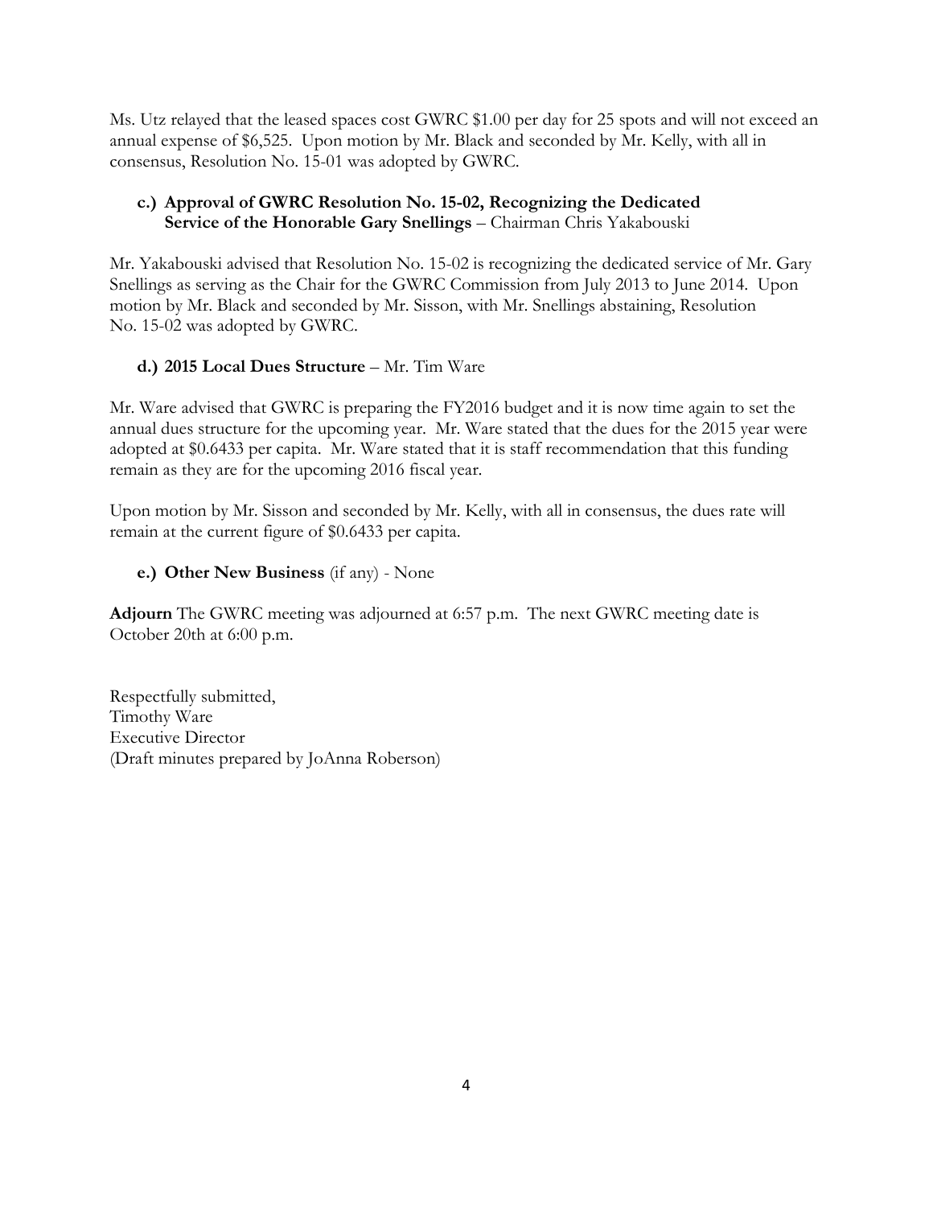Ms. Utz relayed that the leased spaces cost GWRC $1.00 per day for 25 spots and will not exceed an annual expense of $6,525. Upon motion by Mr. Black and seconded by Mr. Kelly, with all in consensus, Resolution No. 15-01 was adopted by GWRC.

**c.) Approval of GWRC Resolution No. 15-02, Recognizing the Dedicated Service of the Honorable Gary Snellings** – Chairman Chris Yakabouski

Mr. Yakabouski advised that Resolution No. 15-02 is recognizing the dedicated service of Mr. Gary Snellings as serving as the Chair for the GWRC Commission from July 2013 to June 2014. Upon motion by Mr. Black and seconded by Mr. Sisson, with Mr. Snellings abstaining, Resolution No. 15-02 was adopted by GWRC.

**d.) 2015 Local Dues Structure** – Mr. Tim Ware

Mr. Ware advised that GWRC is preparing the FY2016 budget and it is now time again to set the annual dues structure for the upcoming year. Mr. Ware stated that the dues for the 2015 year were adopted at $0.6433 per capita. Mr. Ware stated that it is staff recommendation that this funding remain as they are for the upcoming 2016 fiscal year.

Upon motion by Mr. Sisson and seconded by Mr. Kelly, with all in consensus, the dues rate will remain at the current figure of $0.6433 per capita.

**e.) Other New Business** (if any) - None

**Adjourn** The GWRC meeting was adjourned at 6:57 p.m. The next GWRC meeting date is October 20th at 6:00 p.m.

Respectfully submitted,
Timothy Ware
Executive Director
(Draft minutes prepared by JoAnna Roberson)